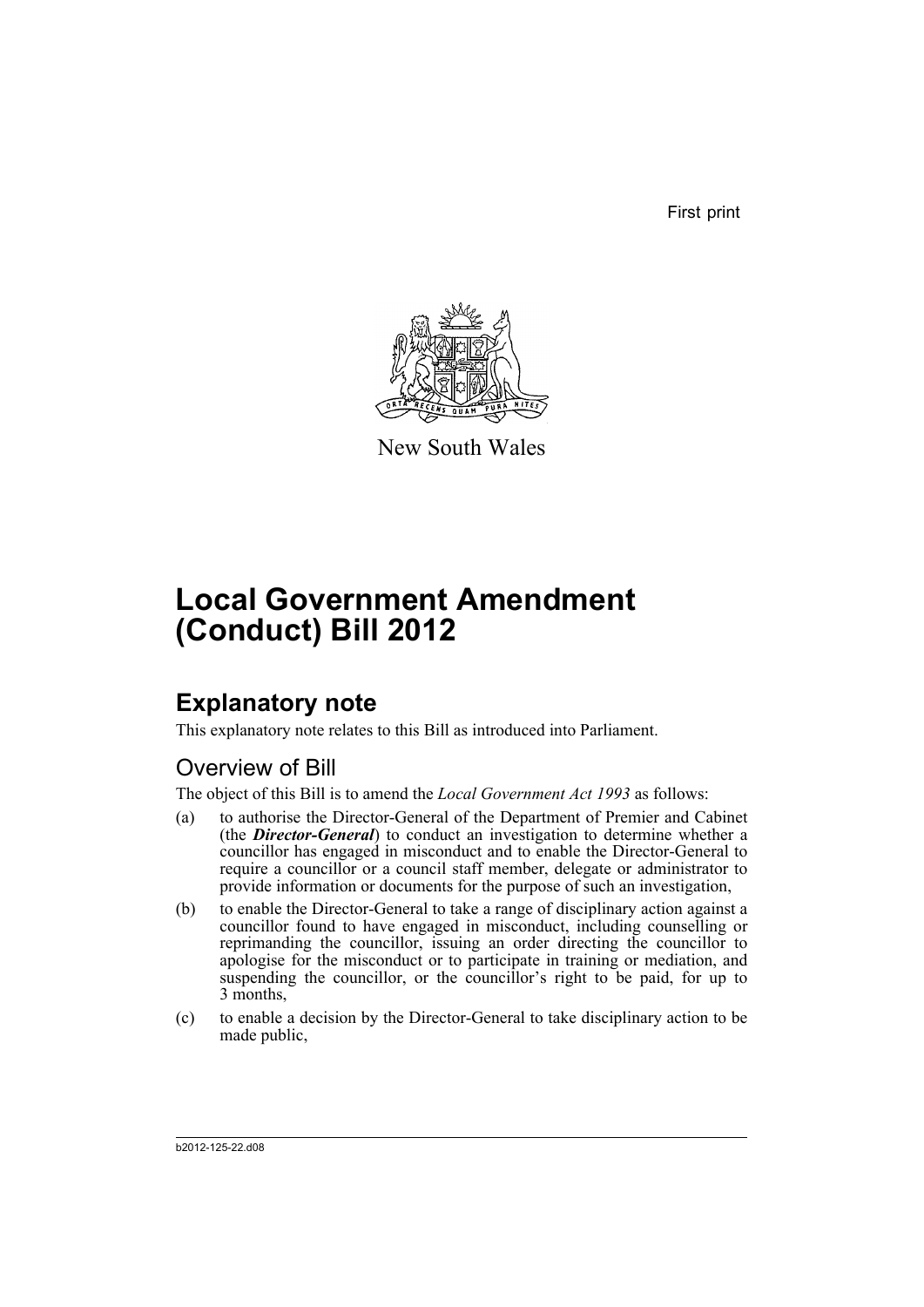First print

New South Wales

# Local Government Amendment (Conduct) Bill 2012

## Explanatory note

This explanatory note relates to this Bill as introduced into Parliament.

### Overview of Bill

The object of this Bill is to amend the *Local Government Act 1993* as follows:

(a) to authorise the Director-General of the Department of Premier and Cabinet (the ***Director-General***) to conduct an investigation to determine whether a councillor has engaged in misconduct and to enable the Director-General to require a councillor or a council staff member, delegate or administrator to provide information or documents for the purpose of such an investigation,

(b) to enable the Director-General to take a range of disciplinary action against a councillor found to have engaged in misconduct, including counselling or reprimanding the councillor, issuing an order directing the councillor to apologise for the misconduct or to participate in training or mediation, and suspending the councillor, or the councillor's right to be paid, for up to 3 months,

(c) to enable a decision by the Director-General to take disciplinary action to be made public,

b2012-125-22.d08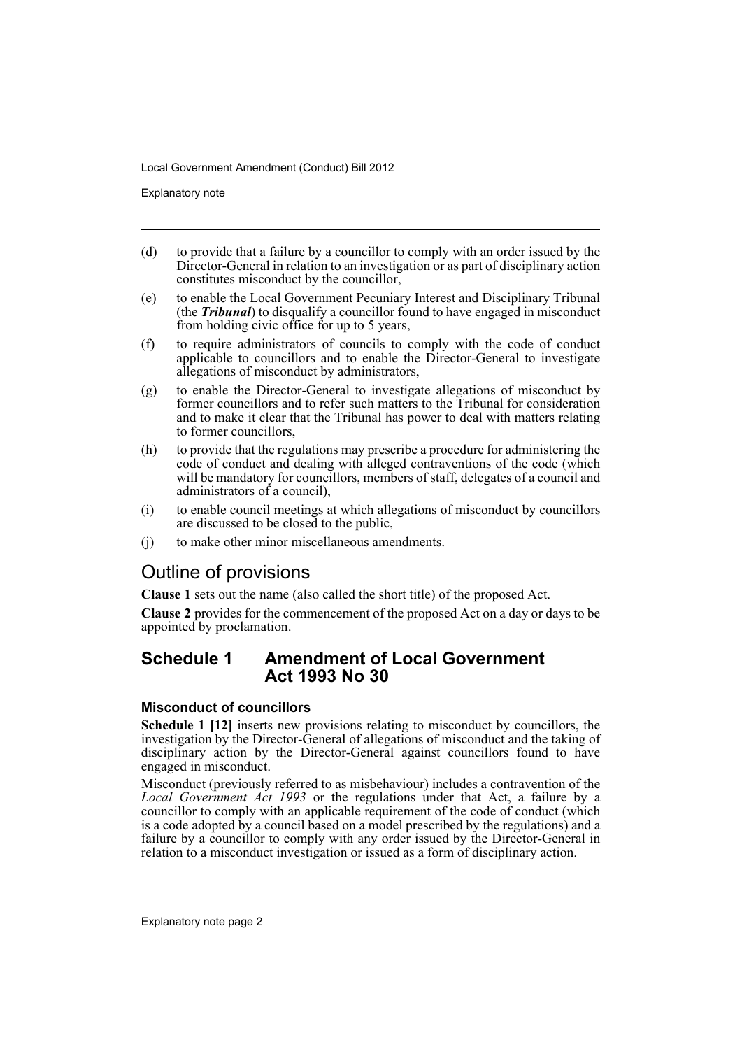(d) to provide that a failure by a councillor to comply with an order issued by the Director-General in relation to an investigation or as part of disciplinary action constitutes misconduct by the councillor,

(e) to enable the Local Government Pecuniary Interest and Disciplinary Tribunal (the ***Tribunal***) to disqualify a councillor found to have engaged in misconduct from holding civic office for up to 5 years,

(f) to require administrators of councils to comply with the code of conduct applicable to councillors and to enable the Director-General to investigate allegations of misconduct by administrators,

(g) to enable the Director-General to investigate allegations of misconduct by former councillors and to refer such matters to the Tribunal for consideration and to make it clear that the Tribunal has power to deal with matters relating to former councillors,

(h) to provide that the regulations may prescribe a procedure for administering the code of conduct and dealing with alleged contraventions of the code (which will be mandatory for councillors, members of staff, delegates of a council and administrators of a council),

(i) to enable council meetings at which allegations of misconduct by councillors are discussed to be closed to the public,

(j) to make other minor miscellaneous amendments.

## Outline of provisions

**Clause 1** sets out the name (also called the short title) of the proposed Act.

**Clause 2** provides for the commencement of the proposed Act on a day or days to be appointed by proclamation.

## Schedule 1 Amendment of Local Government Act 1993 No 30

### Misconduct of councillors

**Schedule 1 [12]** inserts new provisions relating to misconduct by councillors, the investigation by the Director-General of allegations of misconduct and the taking of disciplinary action by the Director-General against councillors found to have engaged in misconduct.

Misconduct (previously referred to as misbehaviour) includes a contravention of the *Local Government Act 1993* or the regulations under that Act, a failure by a councillor to comply with an applicable requirement of the code of conduct (which is a code adopted by a council based on a model prescribed by the regulations) and a failure by a councillor to comply with any order issued by the Director-General in relation to a misconduct investigation or issued as a form of disciplinary action.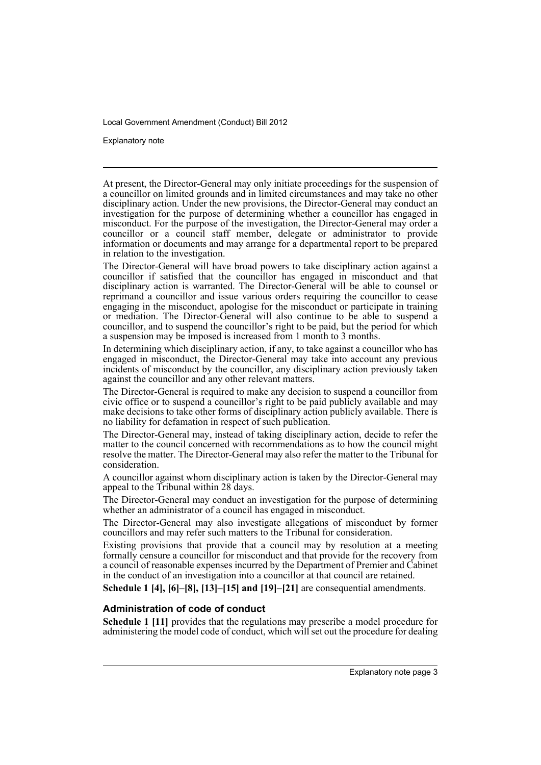At present, the Director-General may only initiate proceedings for the suspension of a councillor on limited grounds and in limited circumstances and may take no other disciplinary action. Under the new provisions, the Director-General may conduct an investigation for the purpose of determining whether a councillor has engaged in misconduct. For the purpose of the investigation, the Director-General may order a councillor or a council staff member, delegate or administrator to provide information or documents and may arrange for a departmental report to be prepared in relation to the investigation.

The Director-General will have broad powers to take disciplinary action against a councillor if satisfied that the councillor has engaged in misconduct and that disciplinary action is warranted. The Director-General will be able to counsel or reprimand a councillor and issue various orders requiring the councillor to cease engaging in the misconduct, apologise for the misconduct or participate in training or mediation. The Director-General will also continue to be able to suspend a councillor, and to suspend the councillor's right to be paid, but the period for which a suspension may be imposed is increased from 1 month to 3 months.

In determining which disciplinary action, if any, to take against a councillor who has engaged in misconduct, the Director-General may take into account any previous incidents of misconduct by the councillor, any disciplinary action previously taken against the councillor and any other relevant matters.

The Director-General is required to make any decision to suspend a councillor from civic office or to suspend a councillor's right to be paid publicly available and may make decisions to take other forms of disciplinary action publicly available. There is no liability for defamation in respect of such publication.

The Director-General may, instead of taking disciplinary action, decide to refer the matter to the council concerned with recommendations as to how the council might resolve the matter. The Director-General may also refer the matter to the Tribunal for consideration.

A councillor against whom disciplinary action is taken by the Director-General may appeal to the Tribunal within 28 days.

The Director-General may conduct an investigation for the purpose of determining whether an administrator of a council has engaged in misconduct.

The Director-General may also investigate allegations of misconduct by former councillors and may refer such matters to the Tribunal for consideration.

Existing provisions that provide that a council may by resolution at a meeting formally censure a councillor for misconduct and that provide for the recovery from a council of reasonable expenses incurred by the Department of Premier and Cabinet in the conduct of an investigation into a councillor at that council are retained.

**Schedule 1 [4], [6]–[8], [13]–[15] and [19]–[21]** are consequential amendments.

### Administration of code of conduct

**Schedule 1 [11]** provides that the regulations may prescribe a model procedure for administering the model code of conduct, which will set out the procedure for dealing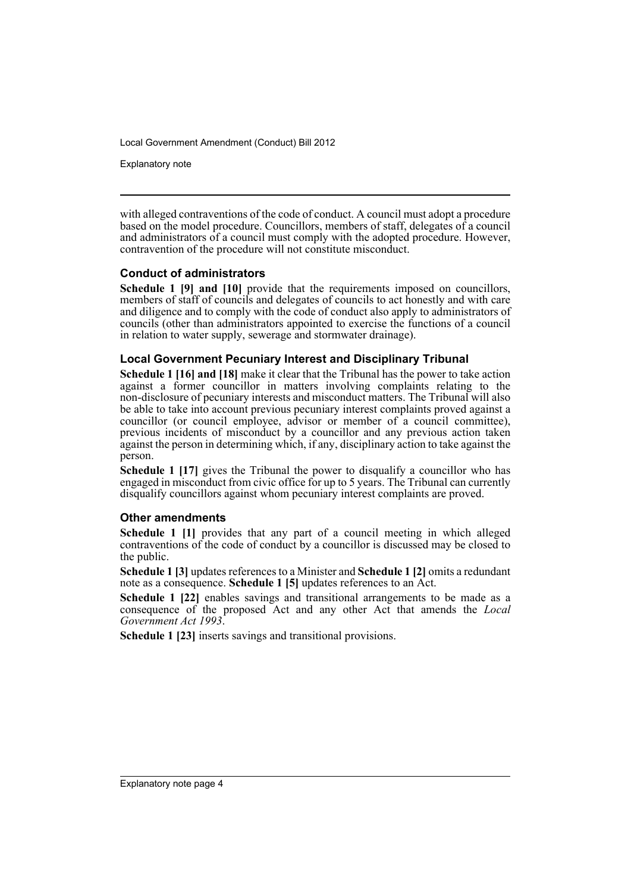with alleged contraventions of the code of conduct. A council must adopt a procedure based on the model procedure. Councillors, members of staff, delegates of a council and administrators of a council must comply with the adopted procedure. However, contravention of the procedure will not constitute misconduct.

### Conduct of administrators

**Schedule 1 [9] and [10]** provide that the requirements imposed on councillors, members of staff of councils and delegates of councils to act honestly and with care and diligence and to comply with the code of conduct also apply to administrators of councils (other than administrators appointed to exercise the functions of a council in relation to water supply, sewerage and stormwater drainage).

### Local Government Pecuniary Interest and Disciplinary Tribunal

**Schedule 1 [16] and [18]** make it clear that the Tribunal has the power to take action against a former councillor in matters involving complaints relating to the non-disclosure of pecuniary interests and misconduct matters. The Tribunal will also be able to take into account previous pecuniary interest complaints proved against a councillor (or council employee, advisor or member of a council committee), previous incidents of misconduct by a councillor and any previous action taken against the person in determining which, if any, disciplinary action to take against the person.

**Schedule 1 [17]** gives the Tribunal the power to disqualify a councillor who has engaged in misconduct from civic office for up to 5 years. The Tribunal can currently disqualify councillors against whom pecuniary interest complaints are proved.

### Other amendments

**Schedule 1 [1]** provides that any part of a council meeting in which alleged contraventions of the code of conduct by a councillor is discussed may be closed to the public.

**Schedule 1 [3]** updates references to a Minister and **Schedule 1 [2]** omits a redundant note as a consequence. **Schedule 1 [5]** updates references to an Act.

**Schedule 1 [22]** enables savings and transitional arrangements to be made as a consequence of the proposed Act and any other Act that amends the *Local Government Act 1993*.

**Schedule 1 [23]** inserts savings and transitional provisions.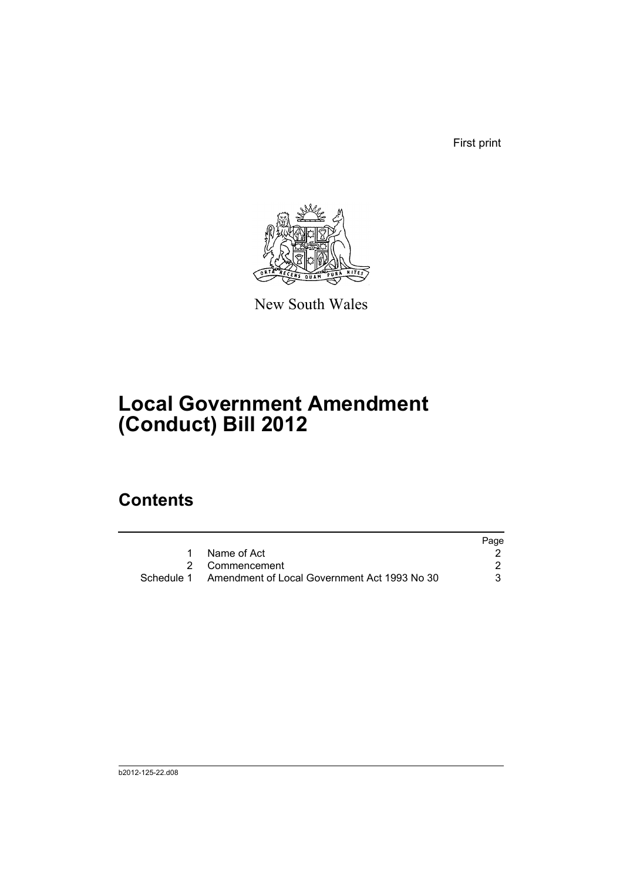First print

New South Wales

# Local Government Amendment (Conduct) Bill 2012

## Contents

| | | Page |
|---|---|---|
| 1 | Name of Act | 2 |
| 2 | Commencement | 2 |
| Schedule 1 | Amendment of Local Government Act 1993 No 30 | 3 |

b2012-125-22.d08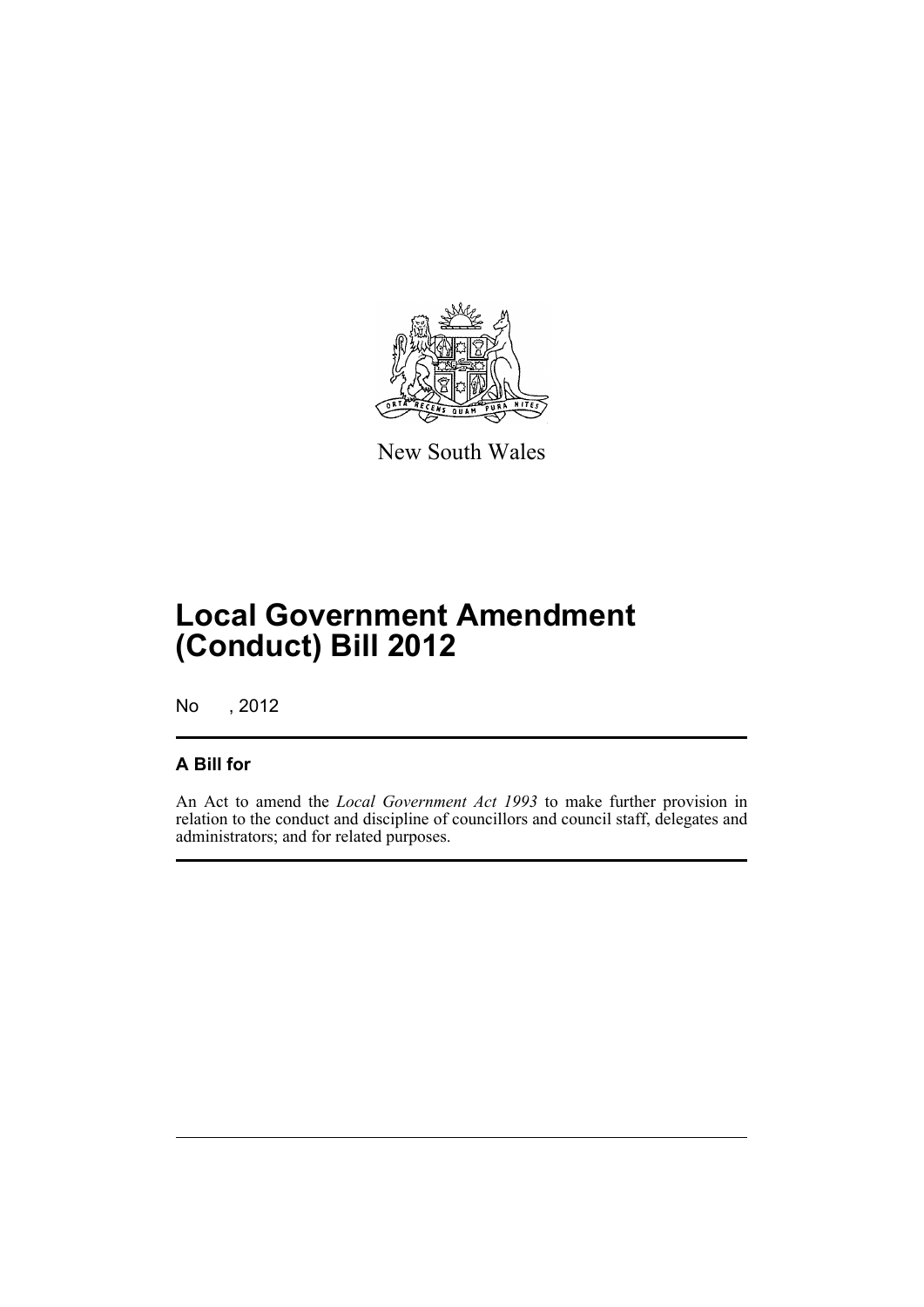New South Wales

# Local Government Amendment (Conduct) Bill 2012

No , 2012

## A Bill for

An Act to amend the *Local Government Act 1993* to make further provision in relation to the conduct and discipline of councillors and council staff, delegates and administrators; and for related purposes.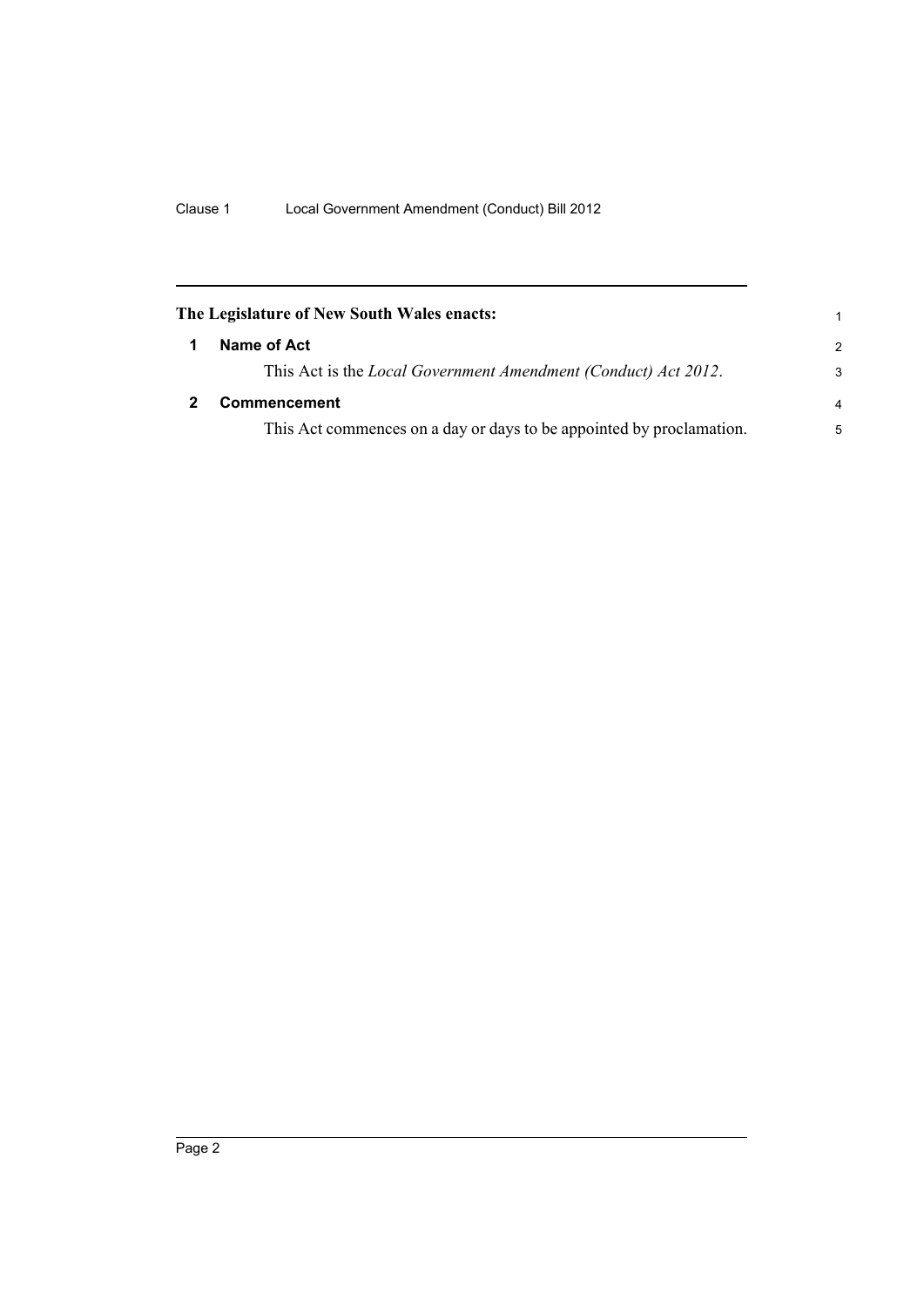**The Legislature of New South Wales enacts:**

## 1 Name of Act

This Act is the *Local Government Amendment (Conduct) Act 2012*.

## 2 Commencement

This Act commences on a day or days to be appointed by proclamation.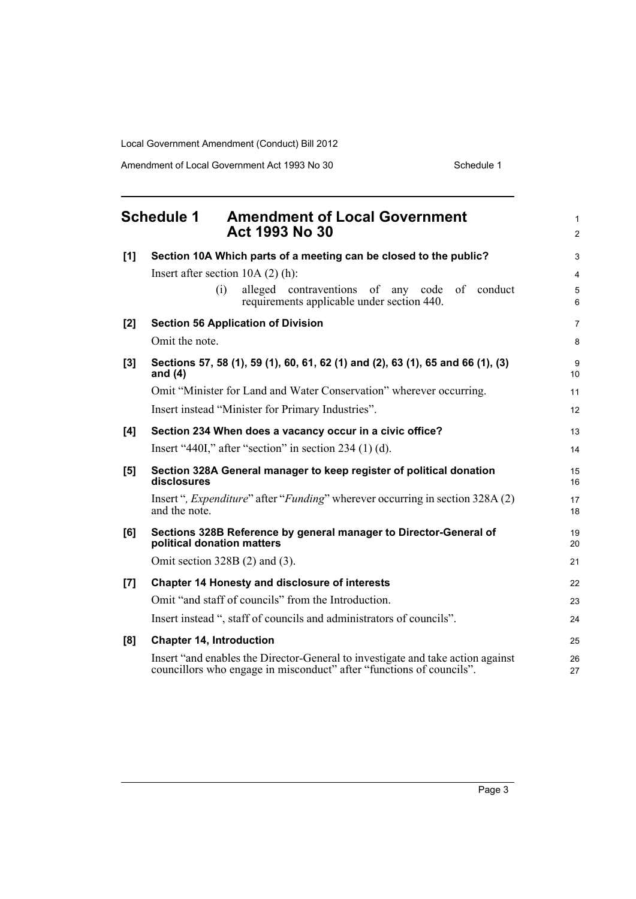## Schedule 1 Amendment of Local Government Act 1993 No 30

**[1] Section 10A Which parts of a meeting can be closed to the public?**

Insert after section 10A (2) (h):

> (i) alleged contraventions of any code of conduct requirements applicable under section 440.

**[2] Section 56 Application of Division**

Omit the note.

**[3] Sections 57, 58 (1), 59 (1), 60, 61, 62 (1) and (2), 63 (1), 65 and 66 (1), (3) and (4)**

Omit "Minister for Land and Water Conservation" wherever occurring.

Insert instead "Minister for Primary Industries".

**[4] Section 234 When does a vacancy occur in a civic office?**

Insert "440I," after "section" in section 234 (1) (d).

**[5] Section 328A General manager to keep register of political donation disclosures**

Insert "*, Expenditure*" after "*Funding*" wherever occurring in section 328A (2) and the note.

**[6] Sections 328B Reference by general manager to Director-General of political donation matters**

Omit section 328B (2) and (3).

**[7] Chapter 14 Honesty and disclosure of interests**

Omit "and staff of councils" from the Introduction.

Insert instead ", staff of councils and administrators of councils".

**[8] Chapter 14, Introduction**

Insert "and enables the Director-General to investigate and take action against councillors who engage in misconduct" after "functions of councils".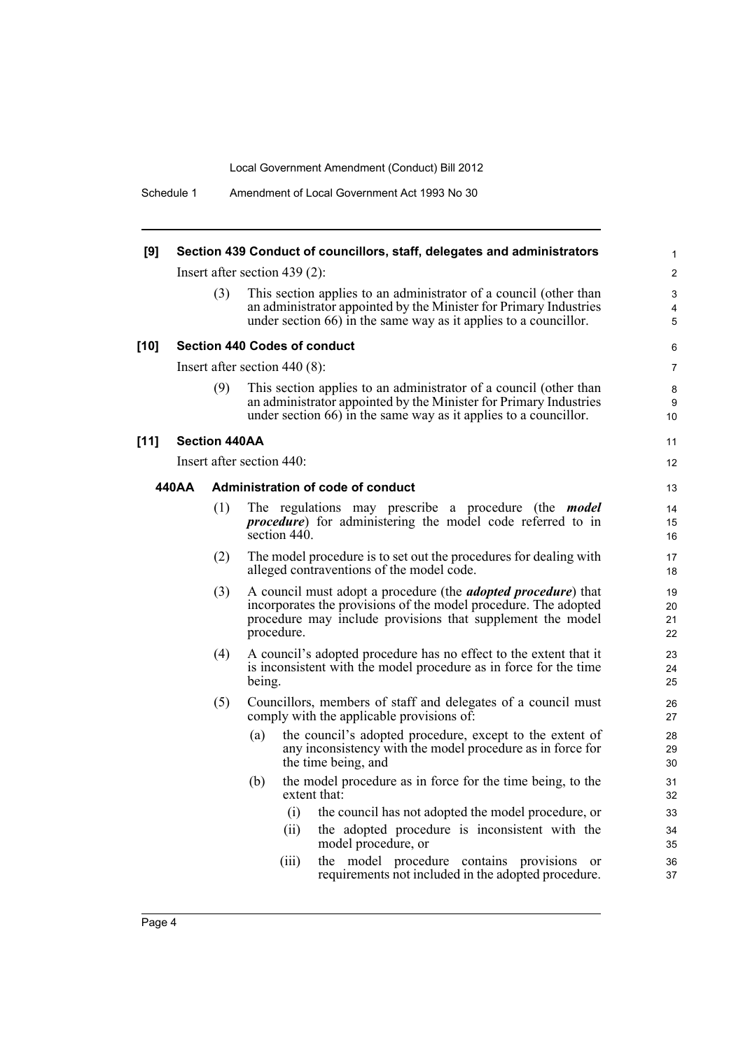**[9] Section 439 Conduct of councillors, staff, delegates and administrators**

Insert after section 439 (2):

(3) This section applies to an administrator of a council (other than an administrator appointed by the Minister for Primary Industries under section 66) in the same way as it applies to a councillor.

**[10] Section 440 Codes of conduct**

Insert after section 440 (8):

(9) This section applies to an administrator of a council (other than an administrator appointed by the Minister for Primary Industries under section 66) in the same way as it applies to a councillor.

**[11] Section 440AA**

Insert after section 440:

**440AA Administration of code of conduct**

(1) The regulations may prescribe a procedure (the ***model procedure***) for administering the model code referred to in section 440.

(2) The model procedure is to set out the procedures for dealing with alleged contraventions of the model code.

(3) A council must adopt a procedure (the ***adopted procedure***) that incorporates the provisions of the model procedure. The adopted procedure may include provisions that supplement the model procedure.

(4) A council's adopted procedure has no effect to the extent that it is inconsistent with the model procedure as in force for the time being.

(5) Councillors, members of staff and delegates of a council must comply with the applicable provisions of:

- (a) the council's adopted procedure, except to the extent of any inconsistency with the model procedure as in force for the time being, and
- (b) the model procedure as in force for the time being, to the extent that:
  - (i) the council has not adopted the model procedure, or
  - (ii) the adopted procedure is inconsistent with the model procedure, or
  - (iii) the model procedure contains provisions or requirements not included in the adopted procedure.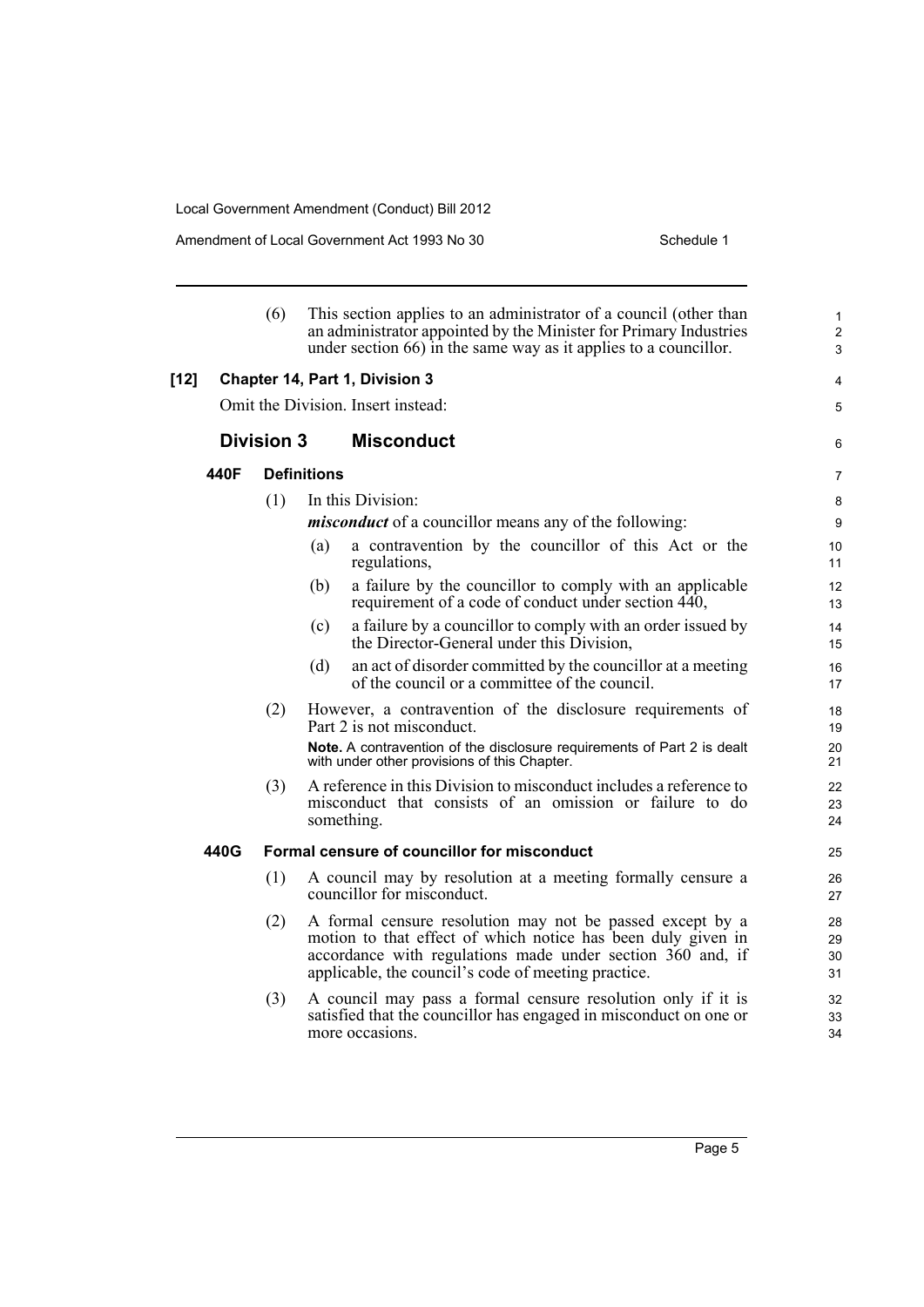(6) This section applies to an administrator of a council (other than an administrator appointed by the Minister for Primary Industries under section 66) in the same way as it applies to a councillor.

**[12] Chapter 14, Part 1, Division 3**

Omit the Division. Insert instead:

## Division 3 Misconduct

### 440F Definitions

(1) In this Division:

***misconduct*** of a councillor means any of the following:

(a) a contravention by the councillor of this Act or the regulations,

(b) a failure by the councillor to comply with an applicable requirement of a code of conduct under section 440,

(c) a failure by a councillor to comply with an order issued by the Director-General under this Division,

(d) an act of disorder committed by the councillor at a meeting of the council or a committee of the council.

(2) However, a contravention of the disclosure requirements of Part 2 is not misconduct.

**Note.** A contravention of the disclosure requirements of Part 2 is dealt with under other provisions of this Chapter.

(3) A reference in this Division to misconduct includes a reference to misconduct that consists of an omission or failure to do something.

### 440G Formal censure of councillor for misconduct

(1) A council may by resolution at a meeting formally censure a councillor for misconduct.

(2) A formal censure resolution may not be passed except by a motion to that effect of which notice has been duly given in accordance with regulations made under section 360 and, if applicable, the council's code of meeting practice.

(3) A council may pass a formal censure resolution only if it is satisfied that the councillor has engaged in misconduct on one or more occasions.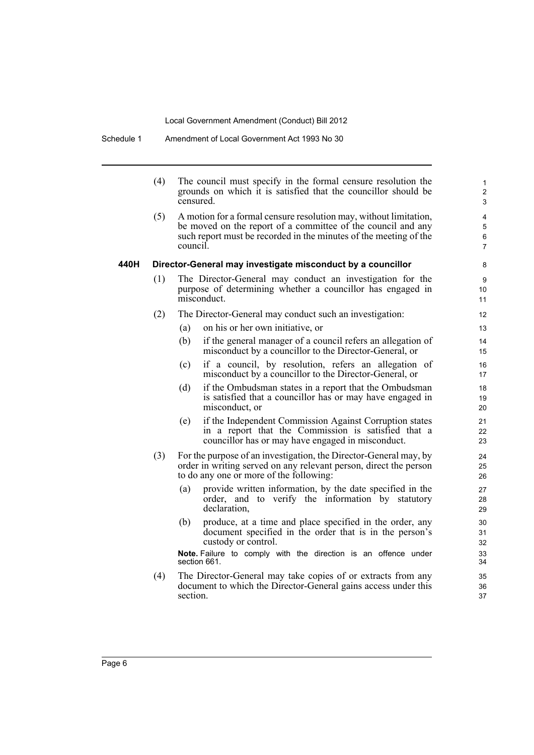(4) The council must specify in the formal censure resolution the grounds on which it is satisfied that the councillor should be censured.

(5) A motion for a formal censure resolution may, without limitation, be moved on the report of a committee of the council and any such report must be recorded in the minutes of the meeting of the council.

**440H Director-General may investigate misconduct by a councillor**

(1) The Director-General may conduct an investigation for the purpose of determining whether a councillor has engaged in misconduct.

(2) The Director-General may conduct such an investigation:

(a) on his or her own initiative, or

(b) if the general manager of a council refers an allegation of misconduct by a councillor to the Director-General, or

(c) if a council, by resolution, refers an allegation of misconduct by a councillor to the Director-General, or

(d) if the Ombudsman states in a report that the Ombudsman is satisfied that a councillor has or may have engaged in misconduct, or

(e) if the Independent Commission Against Corruption states in a report that the Commission is satisfied that a councillor has or may have engaged in misconduct.

(3) For the purpose of an investigation, the Director-General may, by order in writing served on any relevant person, direct the person to do any one or more of the following:

(a) provide written information, by the date specified in the order, and to verify the information by statutory declaration,

(b) produce, at a time and place specified in the order, any document specified in the order that is in the person's custody or control.

**Note.** Failure to comply with the direction is an offence under section 661.

(4) The Director-General may take copies of or extracts from any document to which the Director-General gains access under this section.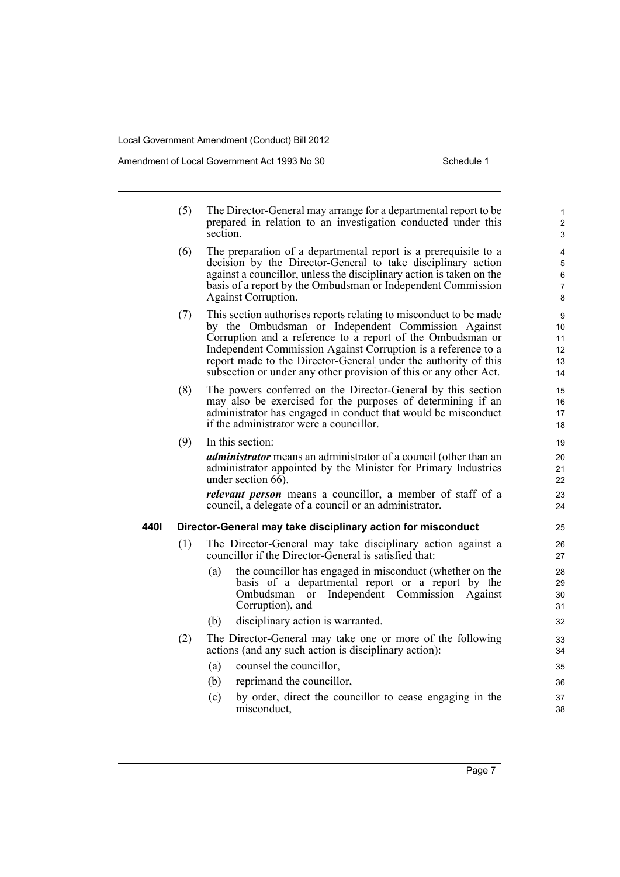(5) The Director-General may arrange for a departmental report to be prepared in relation to an investigation conducted under this section.

(6) The preparation of a departmental report is a prerequisite to a decision by the Director-General to take disciplinary action against a councillor, unless the disciplinary action is taken on the basis of a report by the Ombudsman or Independent Commission Against Corruption.

(7) This section authorises reports relating to misconduct to be made by the Ombudsman or Independent Commission Against Corruption and a reference to a report of the Ombudsman or Independent Commission Against Corruption is a reference to a report made to the Director-General under the authority of this subsection or under any other provision of this or any other Act.

(8) The powers conferred on the Director-General by this section may also be exercised for the purposes of determining if an administrator has engaged in conduct that would be misconduct if the administrator were a councillor.

(9) In this section:

***administrator*** means an administrator of a council (other than an administrator appointed by the Minister for Primary Industries under section 66).

***relevant person*** means a councillor, a member of staff of a council, a delegate of a council or an administrator.

**440I Director-General may take disciplinary action for misconduct**

(1) The Director-General may take disciplinary action against a councillor if the Director-General is satisfied that:

- (a) the councillor has engaged in misconduct (whether on the basis of a departmental report or a report by the Ombudsman or Independent Commission Against Corruption), and
- (b) disciplinary action is warranted.

(2) The Director-General may take one or more of the following actions (and any such action is disciplinary action):

- (a) counsel the councillor,
- (b) reprimand the councillor,
- (c) by order, direct the councillor to cease engaging in the misconduct,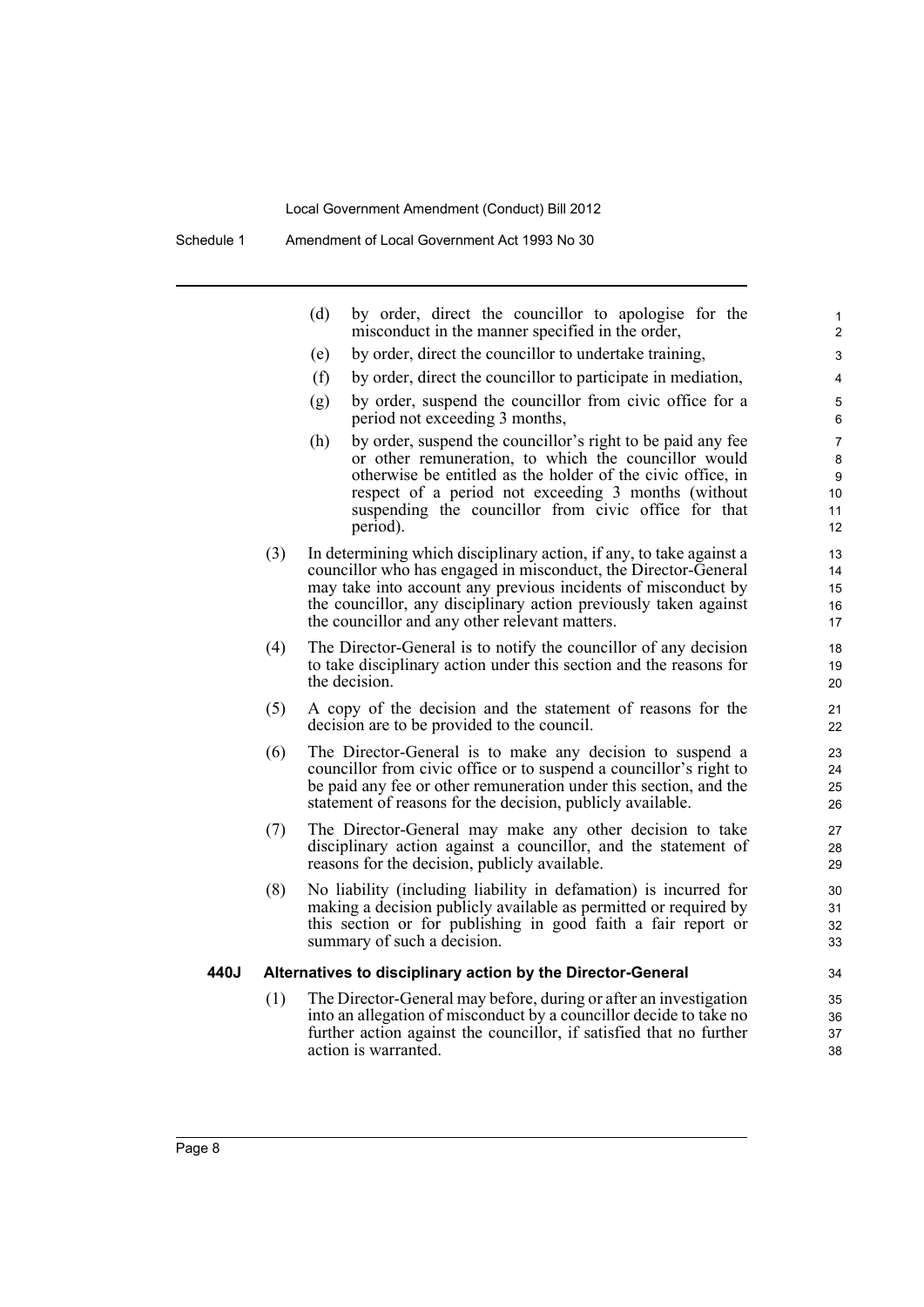(d) by order, direct the councillor to apologise for the misconduct in the manner specified in the order,

(e) by order, direct the councillor to undertake training,

(f) by order, direct the councillor to participate in mediation,

(g) by order, suspend the councillor from civic office for a period not exceeding 3 months,

(h) by order, suspend the councillor's right to be paid any fee or other remuneration, to which the councillor would otherwise be entitled as the holder of the civic office, in respect of a period not exceeding 3 months (without suspending the councillor from civic office for that period).

(3) In determining which disciplinary action, if any, to take against a councillor who has engaged in misconduct, the Director-General may take into account any previous incidents of misconduct by the councillor, any disciplinary action previously taken against the councillor and any other relevant matters.

(4) The Director-General is to notify the councillor of any decision to take disciplinary action under this section and the reasons for the decision.

(5) A copy of the decision and the statement of reasons for the decision are to be provided to the council.

(6) The Director-General is to make any decision to suspend a councillor from civic office or to suspend a councillor's right to be paid any fee or other remuneration under this section, and the statement of reasons for the decision, publicly available.

(7) The Director-General may make any other decision to take disciplinary action against a councillor, and the statement of reasons for the decision, publicly available.

(8) No liability (including liability in defamation) is incurred for making a decision publicly available as permitted or required by this section or for publishing in good faith a fair report or summary of such a decision.

**440J Alternatives to disciplinary action by the Director-General**

(1) The Director-General may before, during or after an investigation into an allegation of misconduct by a councillor decide to take no further action against the councillor, if satisfied that no further action is warranted.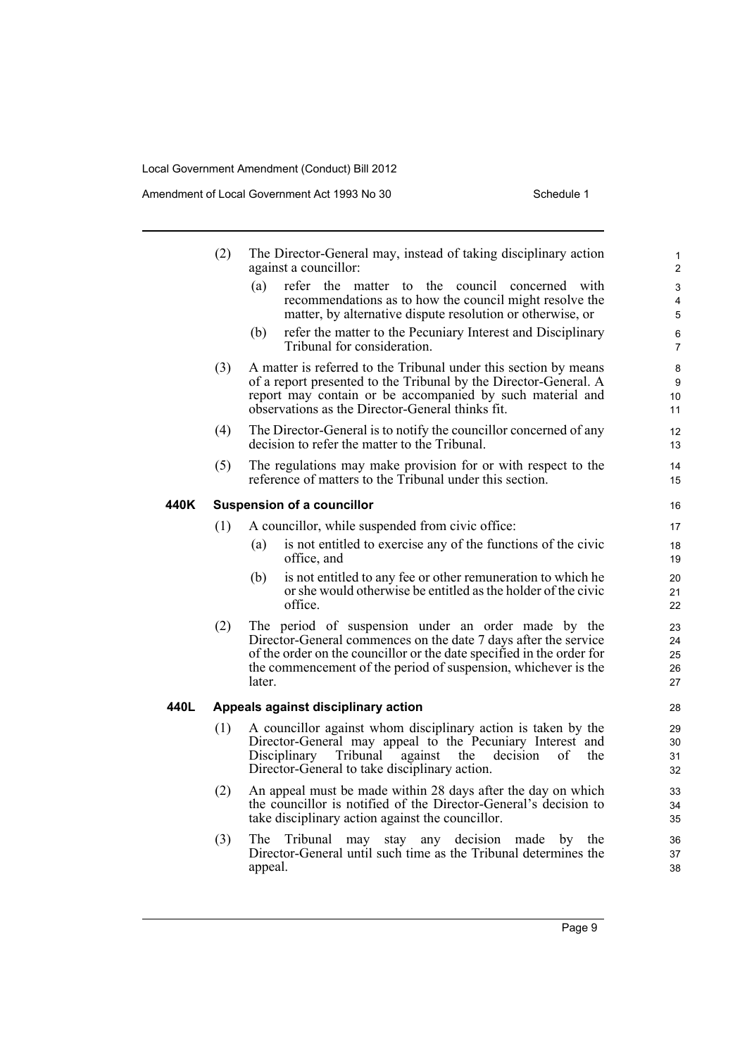(2) The Director-General may, instead of taking disciplinary action against a councillor:

(a) refer the matter to the council concerned with recommendations as to how the council might resolve the matter, by alternative dispute resolution or otherwise, or

(b) refer the matter to the Pecuniary Interest and Disciplinary Tribunal for consideration.

(3) A matter is referred to the Tribunal under this section by means of a report presented to the Tribunal by the Director-General. A report may contain or be accompanied by such material and observations as the Director-General thinks fit.

(4) The Director-General is to notify the councillor concerned of any decision to refer the matter to the Tribunal.

(5) The regulations may make provision for or with respect to the reference of matters to the Tribunal under this section.

### 440K Suspension of a councillor

(1) A councillor, while suspended from civic office:

(a) is not entitled to exercise any of the functions of the civic office, and

(b) is not entitled to any fee or other remuneration to which he or she would otherwise be entitled as the holder of the civic office.

(2) The period of suspension under an order made by the Director-General commences on the date 7 days after the service of the order on the councillor or the date specified in the order for the commencement of the period of suspension, whichever is the later.

### 440L Appeals against disciplinary action

(1) A councillor against whom disciplinary action is taken by the Director-General may appeal to the Pecuniary Interest and Disciplinary Tribunal against the decision of the Director-General to take disciplinary action.

(2) An appeal must be made within 28 days after the day on which the councillor is notified of the Director-General's decision to take disciplinary action against the councillor.

(3) The Tribunal may stay any decision made by the Director-General until such time as the Tribunal determines the appeal.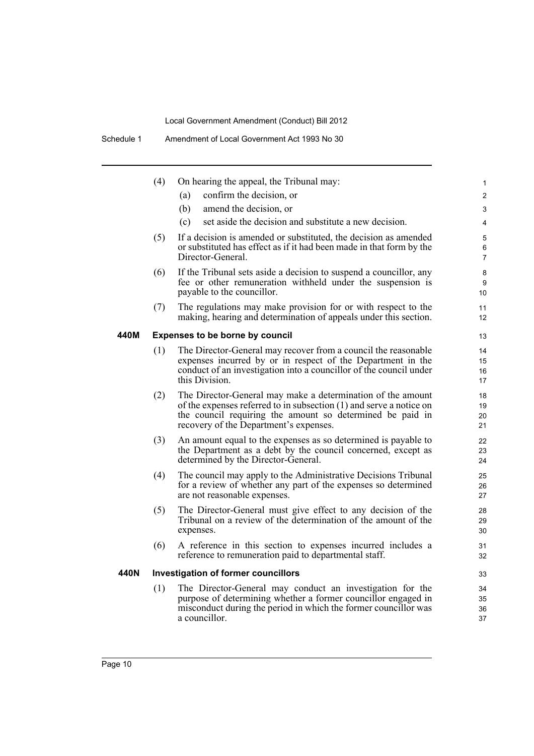(4) On hearing the appeal, the Tribunal may:

(a) confirm the decision, or

(b) amend the decision, or

(c) set aside the decision and substitute a new decision.

(5) If a decision is amended or substituted, the decision as amended or substituted has effect as if it had been made in that form by the Director-General.

(6) If the Tribunal sets aside a decision to suspend a councillor, any fee or other remuneration withheld under the suspension is payable to the councillor.

(7) The regulations may make provision for or with respect to the making, hearing and determination of appeals under this section.

### 440M Expenses to be borne by council

(1) The Director-General may recover from a council the reasonable expenses incurred by or in respect of the Department in the conduct of an investigation into a councillor of the council under this Division.

(2) The Director-General may make a determination of the amount of the expenses referred to in subsection (1) and serve a notice on the council requiring the amount so determined be paid in recovery of the Department's expenses.

(3) An amount equal to the expenses as so determined is payable to the Department as a debt by the council concerned, except as determined by the Director-General.

(4) The council may apply to the Administrative Decisions Tribunal for a review of whether any part of the expenses so determined are not reasonable expenses.

(5) The Director-General must give effect to any decision of the Tribunal on a review of the determination of the amount of the expenses.

(6) A reference in this section to expenses incurred includes a reference to remuneration paid to departmental staff.

### 440N Investigation of former councillors

(1) The Director-General may conduct an investigation for the purpose of determining whether a former councillor engaged in misconduct during the period in which the former councillor was a councillor.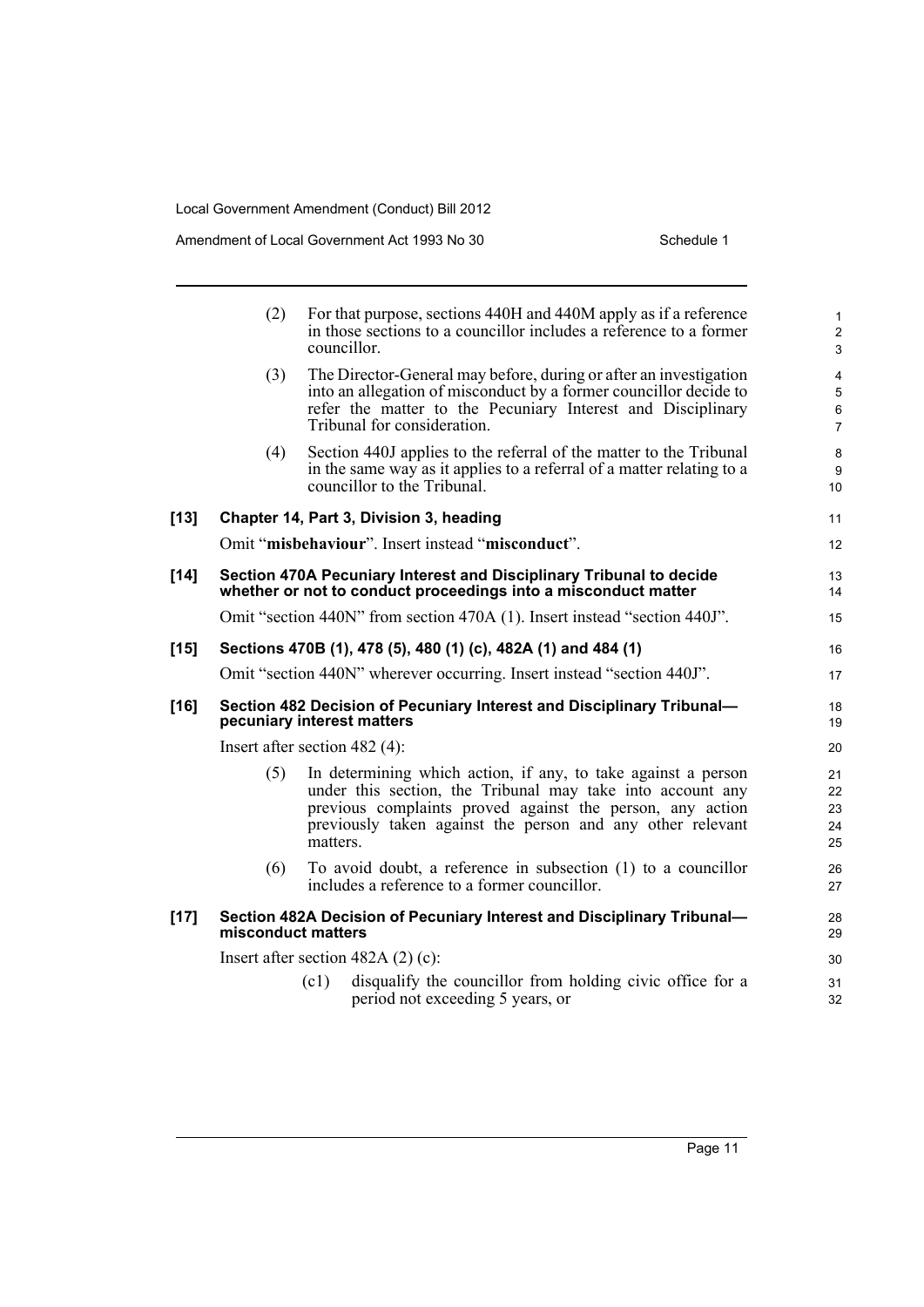(2) For that purpose, sections 440H and 440M apply as if a reference in those sections to a councillor includes a reference to a former councillor.

(3) The Director-General may before, during or after an investigation into an allegation of misconduct by a former councillor decide to refer the matter to the Pecuniary Interest and Disciplinary Tribunal for consideration.

(4) Section 440J applies to the referral of the matter to the Tribunal in the same way as it applies to a referral of a matter relating to a councillor to the Tribunal.

**[13] Chapter 14, Part 3, Division 3, heading**

Omit "**misbehaviour**". Insert instead "**misconduct**".

**[14] Section 470A Pecuniary Interest and Disciplinary Tribunal to decide whether or not to conduct proceedings into a misconduct matter**

Omit "section 440N" from section 470A (1). Insert instead "section 440J".

**[15] Sections 470B (1), 478 (5), 480 (1) (c), 482A (1) and 484 (1)**

Omit "section 440N" wherever occurring. Insert instead "section 440J".

**[16] Section 482 Decision of Pecuniary Interest and Disciplinary Tribunal—pecuniary interest matters**

Insert after section 482 (4):

(5) In determining which action, if any, to take against a person under this section, the Tribunal may take into account any previous complaints proved against the person, any action previously taken against the person and any other relevant matters.

(6) To avoid doubt, a reference in subsection (1) to a councillor includes a reference to a former councillor.

**[17] Section 482A Decision of Pecuniary Interest and Disciplinary Tribunal—misconduct matters**

Insert after section 482A (2) (c):

(c1) disqualify the councillor from holding civic office for a period not exceeding 5 years, or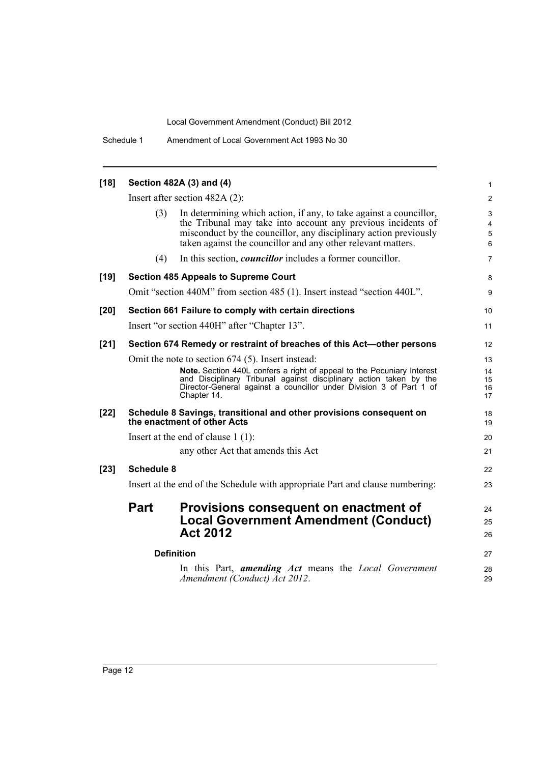**[18] Section 482A (3) and (4)**

Insert after section 482A (2):

(3) In determining which action, if any, to take against a councillor, the Tribunal may take into account any previous incidents of misconduct by the councillor, any disciplinary action previously taken against the councillor and any other relevant matters.

(4) In this section, ***councillor*** includes a former councillor.

**[19] Section 485 Appeals to Supreme Court**

Omit "section 440M" from section 485 (1). Insert instead "section 440L".

**[20] Section 661 Failure to comply with certain directions**

Insert "or section 440H" after "Chapter 13".

**[21] Section 674 Remedy or restraint of breaches of this Act—other persons**

Omit the note to section 674 (5). Insert instead:

**Note.** Section 440L confers a right of appeal to the Pecuniary Interest and Disciplinary Tribunal against disciplinary action taken by the Director-General against a councillor under Division 3 of Part 1 of Chapter 14.

**[22] Schedule 8 Savings, transitional and other provisions consequent on the enactment of other Acts**

Insert at the end of clause 1 (1):

any other Act that amends this Act

**[23] Schedule 8**

Insert at the end of the Schedule with appropriate Part and clause numbering:

## Part Provisions consequent on enactment of Local Government Amendment (Conduct) Act 2012

**Definition**

In this Part, ***amending Act*** means the *Local Government Amendment (Conduct) Act 2012*.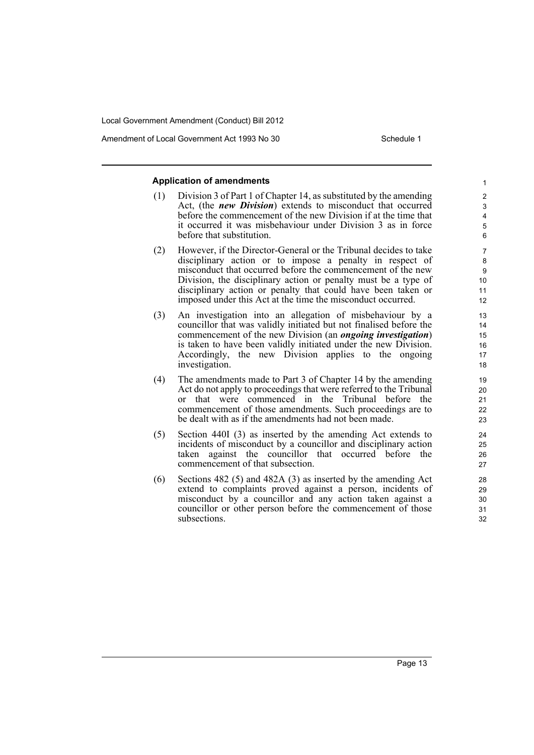### Application of amendments

(1) Division 3 of Part 1 of Chapter 14, as substituted by the amending Act, (the ***new Division***) extends to misconduct that occurred before the commencement of the new Division if at the time that it occurred it was misbehaviour under Division 3 as in force before that substitution.

(2) However, if the Director-General or the Tribunal decides to take disciplinary action or to impose a penalty in respect of misconduct that occurred before the commencement of the new Division, the disciplinary action or penalty must be a type of disciplinary action or penalty that could have been taken or imposed under this Act at the time the misconduct occurred.

(3) An investigation into an allegation of misbehaviour by a councillor that was validly initiated but not finalised before the commencement of the new Division (an ***ongoing investigation***) is taken to have been validly initiated under the new Division. Accordingly, the new Division applies to the ongoing investigation.

(4) The amendments made to Part 3 of Chapter 14 by the amending Act do not apply to proceedings that were referred to the Tribunal or that were commenced in the Tribunal before the commencement of those amendments. Such proceedings are to be dealt with as if the amendments had not been made.

(5) Section 440I (3) as inserted by the amending Act extends to incidents of misconduct by a councillor and disciplinary action taken against the councillor that occurred before the commencement of that subsection.

(6) Sections 482 (5) and 482A (3) as inserted by the amending Act extend to complaints proved against a person, incidents of misconduct by a councillor and any action taken against a councillor or other person before the commencement of those subsections.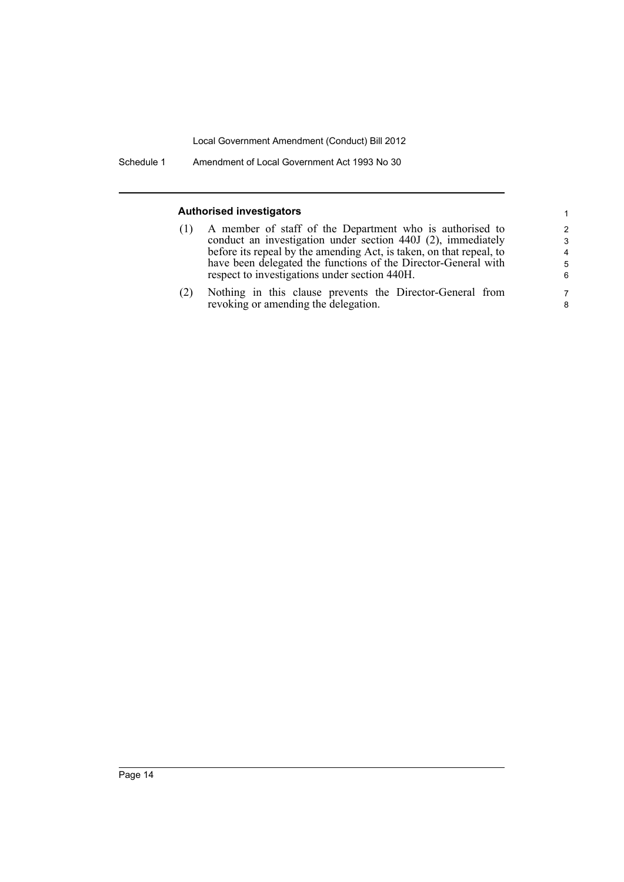### Authorised investigators

(1) A member of staff of the Department who is authorised to conduct an investigation under section 440J (2), immediately before its repeal by the amending Act, is taken, on that repeal, to have been delegated the functions of the Director-General with respect to investigations under section 440H.

(2) Nothing in this clause prevents the Director-General from revoking or amending the delegation.